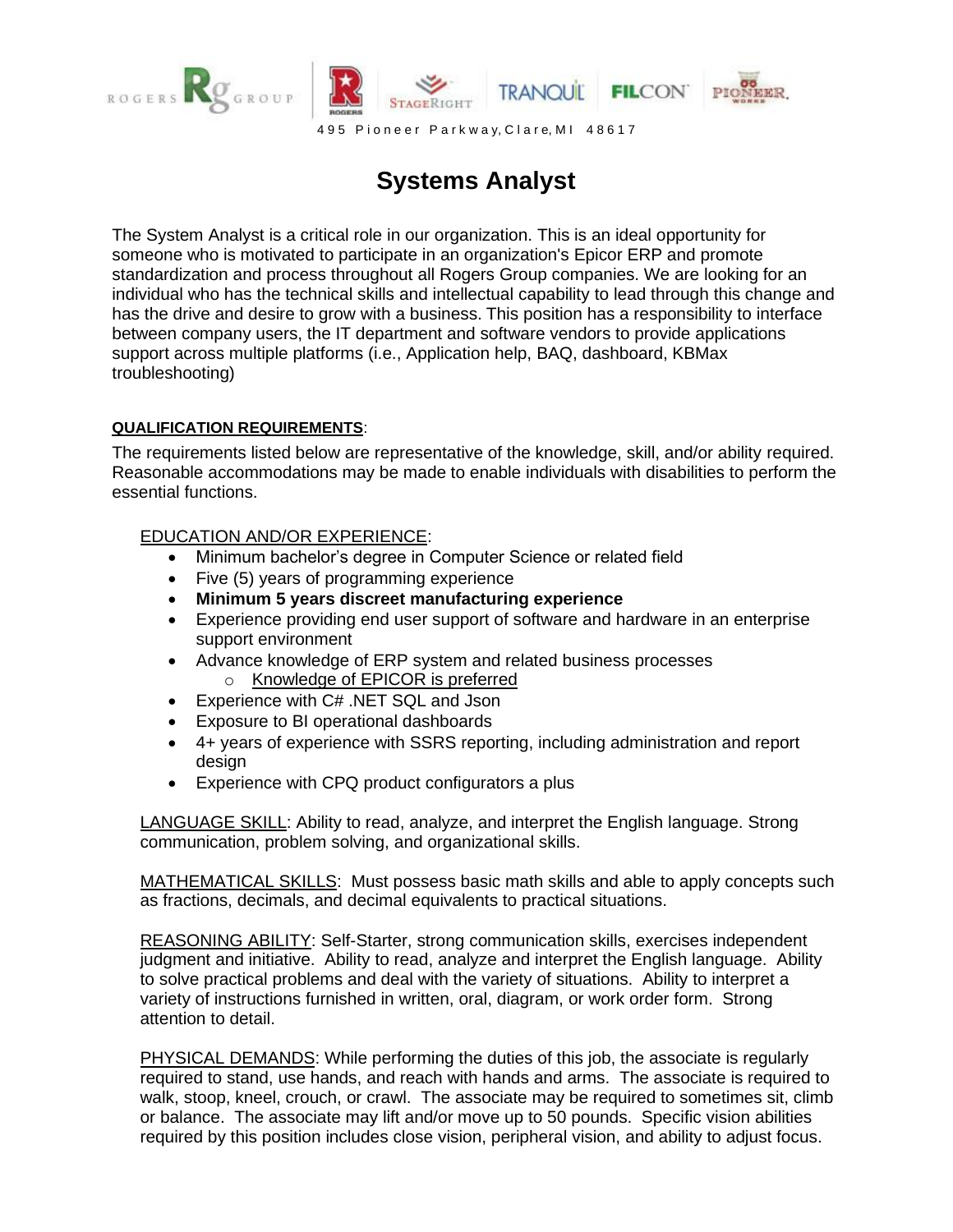ROGERS Rg GROUP | ROGERS | STAGERIGHT | TRANQUIL | FILCON | PIONEER WORKS

495 Pioneer Parkway, Clare, MI 48617

# Systems Analyst

The System Analyst is a critical role in our organization. This is an ideal opportunity for someone who is motivated to participate in an organization's Epicor ERP and promote standardization and process throughout all Rogers Group companies. We are looking for an individual who has the technical skills and intellectual capability to lead through this change and has the drive and desire to grow with a business. This position has a responsibility to interface between company users, the IT department and software vendors to provide applications support across multiple platforms (i.e., Application help, BAQ, dashboard, KBMax troubleshooting)

**QUALIFICATION REQUIREMENTS**:

The requirements listed below are representative of the knowledge, skill, and/or ability required. Reasonable accommodations may be made to enable individuals with disabilities to perform the essential functions.

EDUCATION AND/OR EXPERIENCE:

- Minimum bachelor's degree in Computer Science or related field
- Five (5) years of programming experience
- **Minimum 5 years discreet manufacturing experience**
- Experience providing end user support of software and hardware in an enterprise support environment
- Advance knowledge of ERP system and related business processes
  - Knowledge of EPICOR is preferred
- Experience with C# .NET SQL and Json
- Exposure to BI operational dashboards
- 4+ years of experience with SSRS reporting, including administration and report design
- Experience with CPQ product configurators a plus

LANGUAGE SKILL: Ability to read, analyze, and interpret the English language. Strong communication, problem solving, and organizational skills.

MATHEMATICAL SKILLS: Must possess basic math skills and able to apply concepts such as fractions, decimals, and decimal equivalents to practical situations.

REASONING ABILITY: Self-Starter, strong communication skills, exercises independent judgment and initiative. Ability to read, analyze and interpret the English language. Ability to solve practical problems and deal with the variety of situations. Ability to interpret a variety of instructions furnished in written, oral, diagram, or work order form. Strong attention to detail.

PHYSICAL DEMANDS: While performing the duties of this job, the associate is regularly required to stand, use hands, and reach with hands and arms. The associate is required to walk, stoop, kneel, crouch, or crawl. The associate may be required to sometimes sit, climb or balance. The associate may lift and/or move up to 50 pounds. Specific vision abilities required by this position includes close vision, peripheral vision, and ability to adjust focus.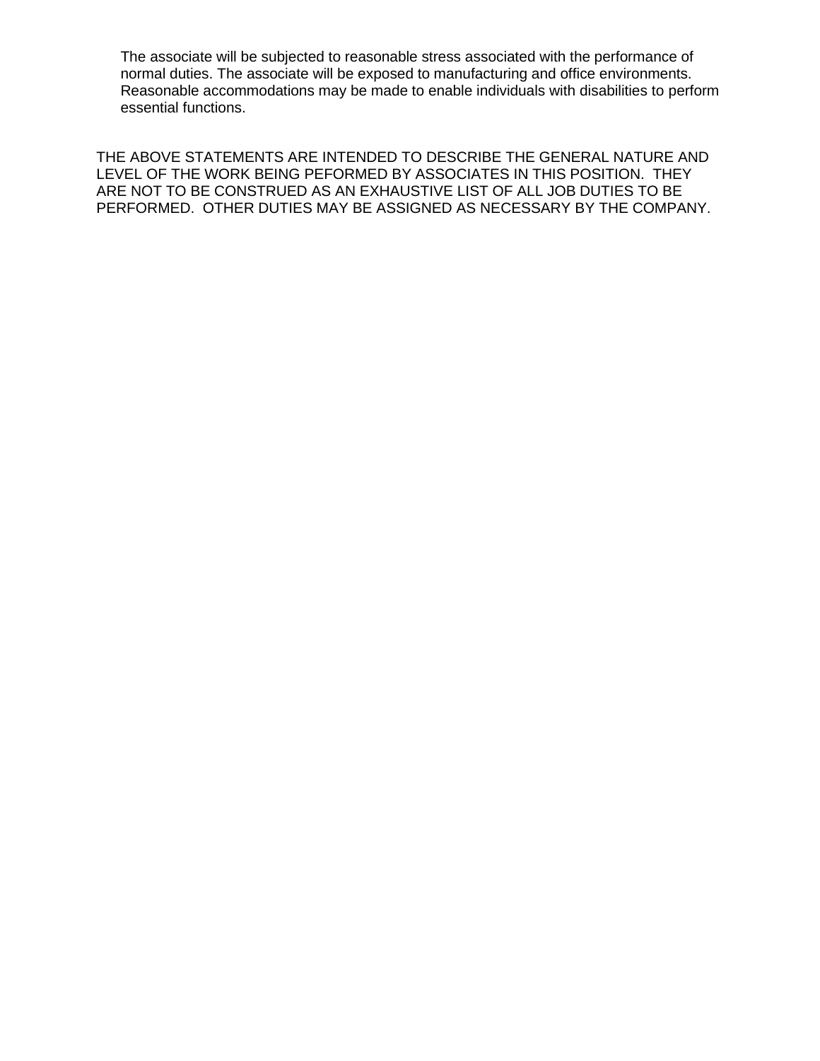The associate will be subjected to reasonable stress associated with the performance of normal duties. The associate will be exposed to manufacturing and office environments. Reasonable accommodations may be made to enable individuals with disabilities to perform essential functions.

THE ABOVE STATEMENTS ARE INTENDED TO DESCRIBE THE GENERAL NATURE AND LEVEL OF THE WORK BEING PEFORMED BY ASSOCIATES IN THIS POSITION. THEY ARE NOT TO BE CONSTRUED AS AN EXHAUSTIVE LIST OF ALL JOB DUTIES TO BE PERFORMED. OTHER DUTIES MAY BE ASSIGNED AS NECESSARY BY THE COMPANY.